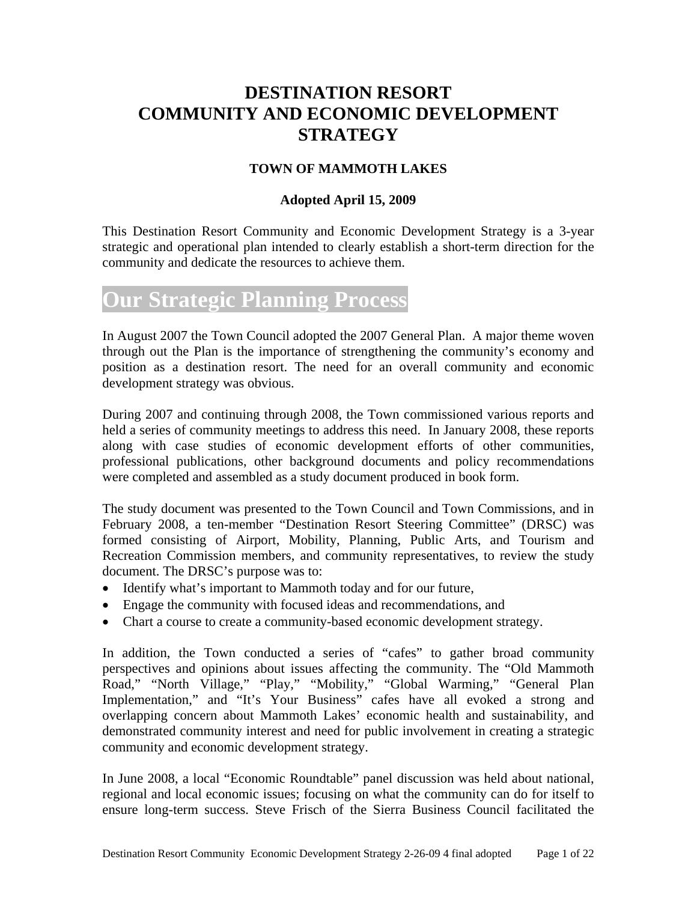# DESTINATION RESORT COMMUNITY AND ECONOMIC DEVELOPMENT STRATEGY

### TOWN OF MAMMOTH LAKES

**Adopted April 15, 2009**

This Destination Resort Community and Economic Development Strategy is a 3-year strategic and operational plan intended to clearly establish a short-term direction for the community and dedicate the resources to achieve them.

## Our Strategic Planning Process

In August 2007 the Town Council adopted the 2007 General Plan. A major theme woven through out the Plan is the importance of strengthening the community's economy and position as a destination resort. The need for an overall community and economic development strategy was obvious.

During 2007 and continuing through 2008, the Town commissioned various reports and held a series of community meetings to address this need. In January 2008, these reports along with case studies of economic development efforts of other communities, professional publications, other background documents and policy recommendations were completed and assembled as a study document produced in book form.

The study document was presented to the Town Council and Town Commissions, and in February 2008, a ten-member "Destination Resort Steering Committee" (DRSC) was formed consisting of Airport, Mobility, Planning, Public Arts, and Tourism and Recreation Commission members, and community representatives, to review the study document. The DRSC's purpose was to:

- Identify what's important to Mammoth today and for our future,
- Engage the community with focused ideas and recommendations, and
- Chart a course to create a community-based economic development strategy.

In addition, the Town conducted a series of "cafes" to gather broad community perspectives and opinions about issues affecting the community. The "Old Mammoth Road," "North Village," "Play," "Mobility," "Global Warming," "General Plan Implementation," and "It's Your Business" cafes have all evoked a strong and overlapping concern about Mammoth Lakes' economic health and sustainability, and demonstrated community interest and need for public involvement in creating a strategic community and economic development strategy.

In June 2008, a local "Economic Roundtable" panel discussion was held about national, regional and local economic issues; focusing on what the community can do for itself to ensure long-term success. Steve Frisch of the Sierra Business Council facilitated the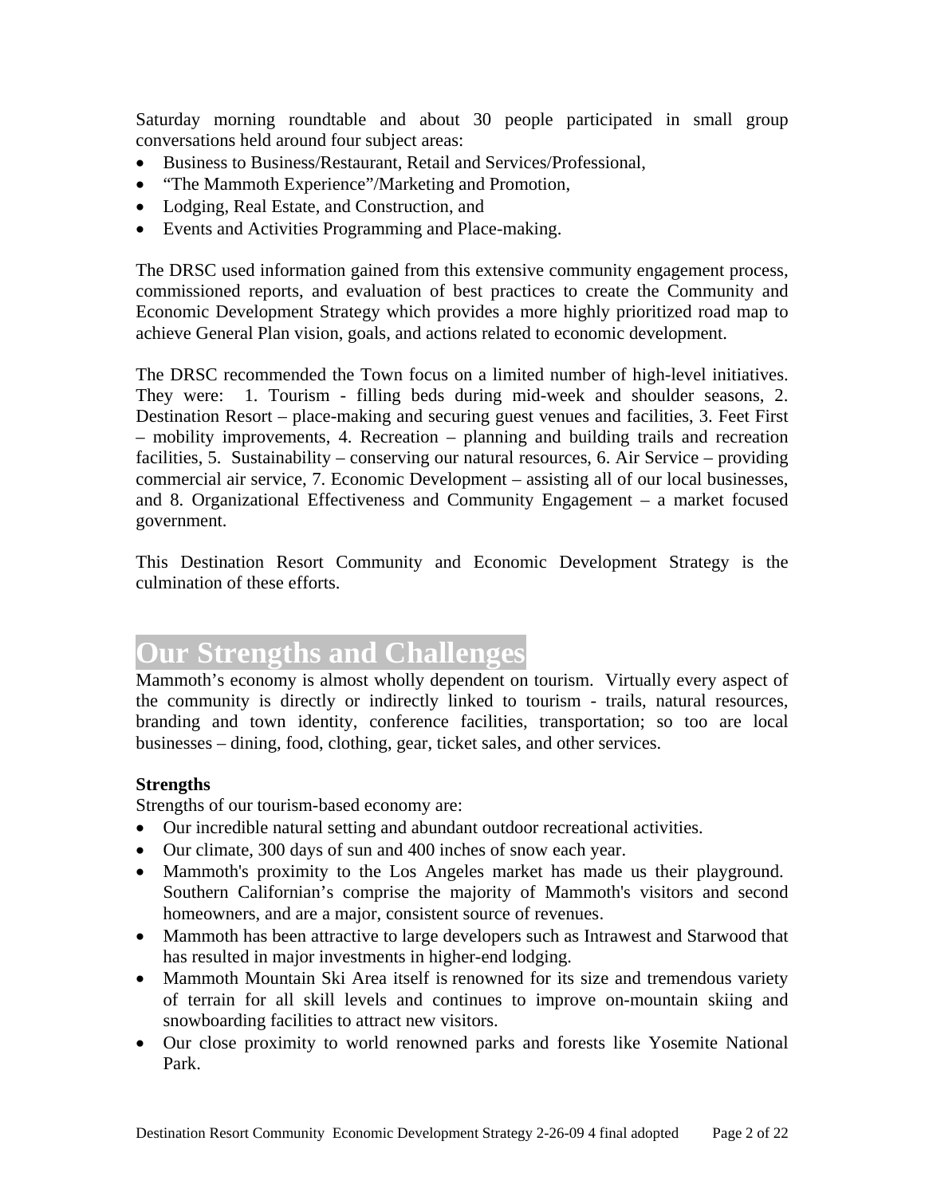Saturday morning roundtable and about 30 people participated in small group conversations held around four subject areas:

- Business to Business/Restaurant, Retail and Services/Professional,
- "The Mammoth Experience"/Marketing and Promotion,
- Lodging, Real Estate, and Construction, and
- Events and Activities Programming and Place-making.

The DRSC used information gained from this extensive community engagement process, commissioned reports, and evaluation of best practices to create the Community and Economic Development Strategy which provides a more highly prioritized road map to achieve General Plan vision, goals, and actions related to economic development.

The DRSC recommended the Town focus on a limited number of high-level initiatives. They were: 1. Tourism - filling beds during mid-week and shoulder seasons, 2. Destination Resort – place-making and securing guest venues and facilities, 3. Feet First – mobility improvements, 4. Recreation – planning and building trails and recreation facilities, 5. Sustainability – conserving our natural resources, 6. Air Service – providing commercial air service, 7. Economic Development – assisting all of our local businesses, and 8. Organizational Effectiveness and Community Engagement – a market focused government.

This Destination Resort Community and Economic Development Strategy is the culmination of these efforts.

# Our Strengths and Challenges

Mammoth's economy is almost wholly dependent on tourism. Virtually every aspect of the community is directly or indirectly linked to tourism - trails, natural resources, branding and town identity, conference facilities, transportation; so too are local businesses – dining, food, clothing, gear, ticket sales, and other services.

**Strengths**

Strengths of our tourism-based economy are:

- Our incredible natural setting and abundant outdoor recreational activities.
- Our climate, 300 days of sun and 400 inches of snow each year.
- Mammoth's proximity to the Los Angeles market has made us their playground. Southern Californian's comprise the majority of Mammoth's visitors and second homeowners, and are a major, consistent source of revenues.
- Mammoth has been attractive to large developers such as Intrawest and Starwood that has resulted in major investments in higher-end lodging.
- Mammoth Mountain Ski Area itself is renowned for its size and tremendous variety of terrain for all skill levels and continues to improve on-mountain skiing and snowboarding facilities to attract new visitors.
- Our close proximity to world renowned parks and forests like Yosemite National Park.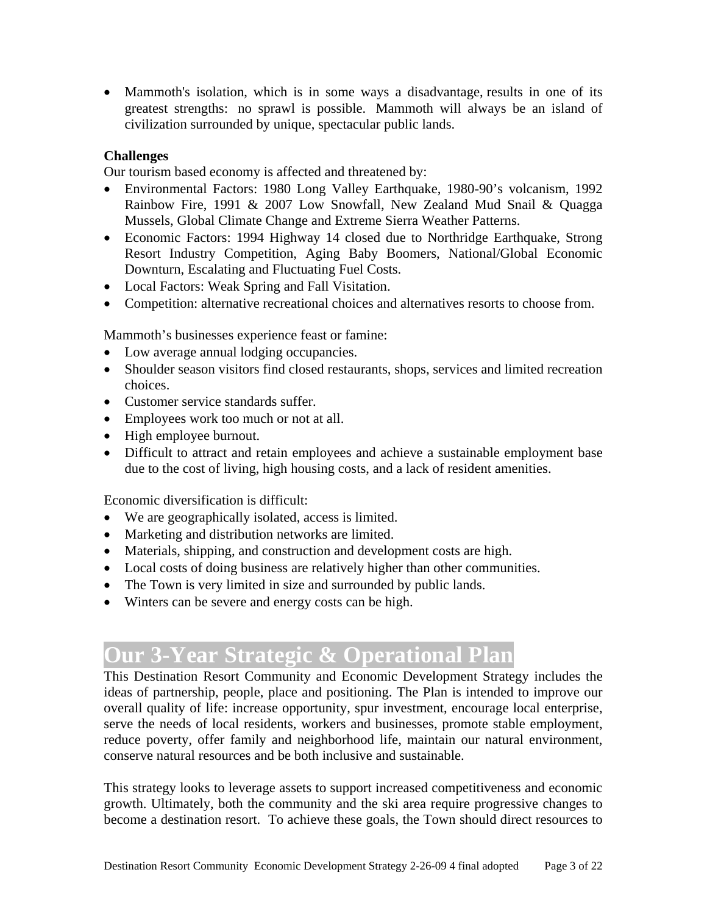- Mammoth's isolation, which is in some ways a disadvantage, results in one of its greatest strengths: no sprawl is possible. Mammoth will always be an island of civilization surrounded by unique, spectacular public lands.

**Challenges**

Our tourism based economy is affected and threatened by:

- Environmental Factors: 1980 Long Valley Earthquake, 1980-90's volcanism, 1992 Rainbow Fire, 1991 & 2007 Low Snowfall, New Zealand Mud Snail & Quagga Mussels, Global Climate Change and Extreme Sierra Weather Patterns.
- Economic Factors: 1994 Highway 14 closed due to Northridge Earthquake, Strong Resort Industry Competition, Aging Baby Boomers, National/Global Economic Downturn, Escalating and Fluctuating Fuel Costs.
- Local Factors: Weak Spring and Fall Visitation.
- Competition: alternative recreational choices and alternatives resorts to choose from.

Mammoth's businesses experience feast or famine:

- Low average annual lodging occupancies.
- Shoulder season visitors find closed restaurants, shops, services and limited recreation choices.
- Customer service standards suffer.
- Employees work too much or not at all.
- High employee burnout.
- Difficult to attract and retain employees and achieve a sustainable employment base due to the cost of living, high housing costs, and a lack of resident amenities.

Economic diversification is difficult:

- We are geographically isolated, access is limited.
- Marketing and distribution networks are limited.
- Materials, shipping, and construction and development costs are high.
- Local costs of doing business are relatively higher than other communities.
- The Town is very limited in size and surrounded by public lands.
- Winters can be severe and energy costs can be high.

# Our 3-Year Strategic & Operational Plan

This Destination Resort Community and Economic Development Strategy includes the ideas of partnership, people, place and positioning. The Plan is intended to improve our overall quality of life: increase opportunity, spur investment, encourage local enterprise, serve the needs of local residents, workers and businesses, promote stable employment, reduce poverty, offer family and neighborhood life, maintain our natural environment, conserve natural resources and be both inclusive and sustainable.

This strategy looks to leverage assets to support increased competitiveness and economic growth. Ultimately, both the community and the ski area require progressive changes to become a destination resort. To achieve these goals, the Town should direct resources to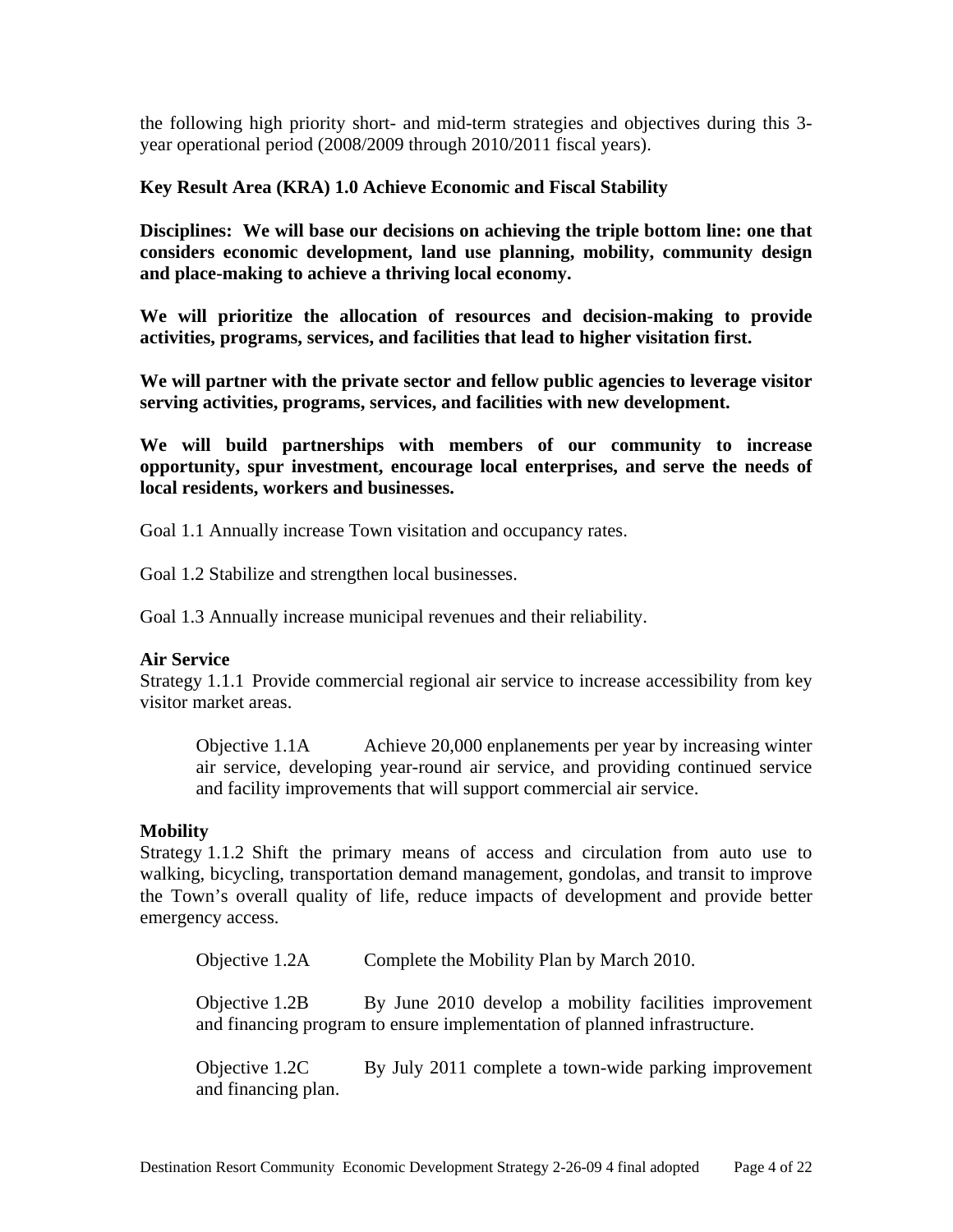the following high priority short- and mid-term strategies and objectives during this 3-year operational period (2008/2009 through 2010/2011 fiscal years).

**Key Result Area (KRA) 1.0 Achieve Economic and Fiscal Stability**

**Disciplines: We will base our decisions on achieving the triple bottom line: one that considers economic development, land use planning, mobility, community design and place-making to achieve a thriving local economy.**

**We will prioritize the allocation of resources and decision-making to provide activities, programs, services, and facilities that lead to higher visitation first.**

**We will partner with the private sector and fellow public agencies to leverage visitor serving activities, programs, services, and facilities with new development.**

**We will build partnerships with members of our community to increase opportunity, spur investment, encourage local enterprises, and serve the needs of local residents, workers and businesses.**

Goal 1.1 Annually increase Town visitation and occupancy rates.

Goal 1.2 Stabilize and strengthen local businesses.

Goal 1.3 Annually increase municipal revenues and their reliability.

**Air Service**

Strategy 1.1.1 Provide commercial regional air service to increase accessibility from key visitor market areas.

> Objective 1.1A Achieve 20,000 enplanements per year by increasing winter air service, developing year-round air service, and providing continued service and facility improvements that will support commercial air service.

**Mobility**

Strategy 1.1.2 Shift the primary means of access and circulation from auto use to walking, bicycling, transportation demand management, gondolas, and transit to improve the Town's overall quality of life, reduce impacts of development and provide better emergency access.

> Objective 1.2A Complete the Mobility Plan by March 2010.
>
> Objective 1.2B By June 2010 develop a mobility facilities improvement and financing program to ensure implementation of planned infrastructure.
>
> Objective 1.2C By July 2011 complete a town-wide parking improvement and financing plan.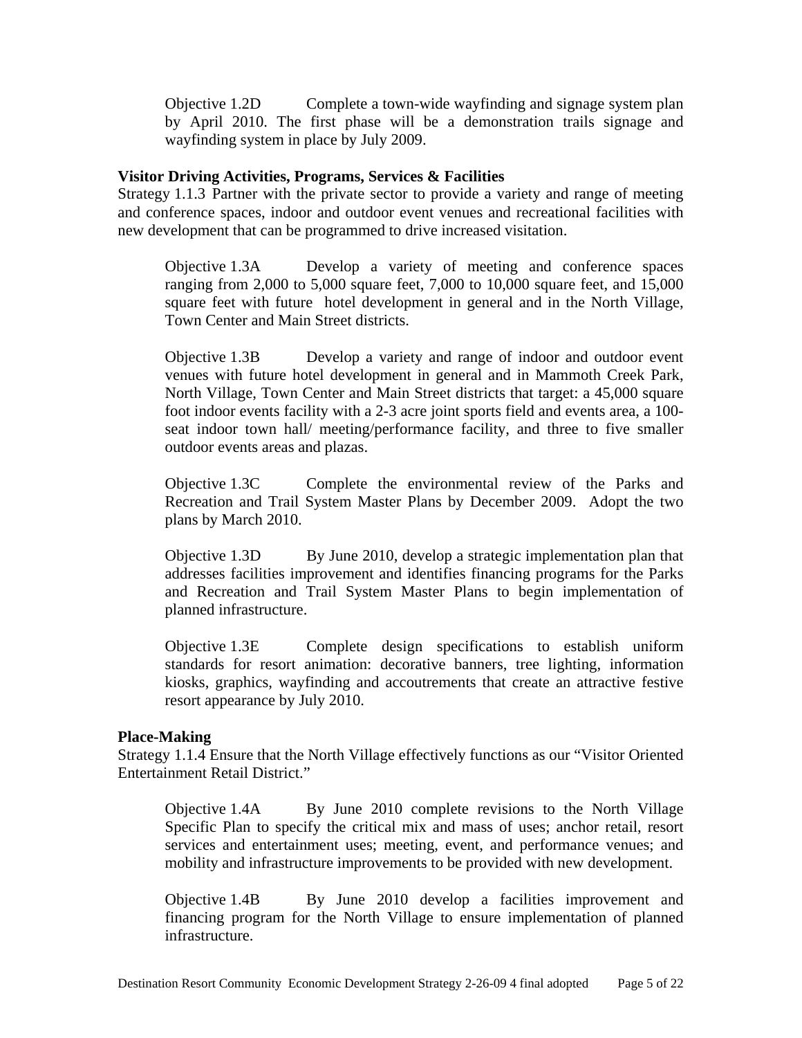Objective 1.2D Complete a town-wide wayfinding and signage system plan by April 2010. The first phase will be a demonstration trails signage and wayfinding system in place by July 2009.

**Visitor Driving Activities, Programs, Services & Facilities**

Strategy 1.1.3 Partner with the private sector to provide a variety and range of meeting and conference spaces, indoor and outdoor event venues and recreational facilities with new development that can be programmed to drive increased visitation.

Objective 1.3A Develop a variety of meeting and conference spaces ranging from 2,000 to 5,000 square feet, 7,000 to 10,000 square feet, and 15,000 square feet with future hotel development in general and in the North Village, Town Center and Main Street districts.

Objective 1.3B Develop a variety and range of indoor and outdoor event venues with future hotel development in general and in Mammoth Creek Park, North Village, Town Center and Main Street districts that target: a 45,000 square foot indoor events facility with a 2-3 acre joint sports field and events area, a 100-seat indoor town hall/ meeting/performance facility, and three to five smaller outdoor events areas and plazas.

Objective 1.3C Complete the environmental review of the Parks and Recreation and Trail System Master Plans by December 2009. Adopt the two plans by March 2010.

Objective 1.3D By June 2010, develop a strategic implementation plan that addresses facilities improvement and identifies financing programs for the Parks and Recreation and Trail System Master Plans to begin implementation of planned infrastructure.

Objective 1.3E Complete design specifications to establish uniform standards for resort animation: decorative banners, tree lighting, information kiosks, graphics, wayfinding and accoutrements that create an attractive festive resort appearance by July 2010.

**Place-Making**

Strategy 1.1.4 Ensure that the North Village effectively functions as our "Visitor Oriented Entertainment Retail District."

Objective 1.4A By June 2010 complete revisions to the North Village Specific Plan to specify the critical mix and mass of uses; anchor retail, resort services and entertainment uses; meeting, event, and performance venues; and mobility and infrastructure improvements to be provided with new development.

Objective 1.4B By June 2010 develop a facilities improvement and financing program for the North Village to ensure implementation of planned infrastructure.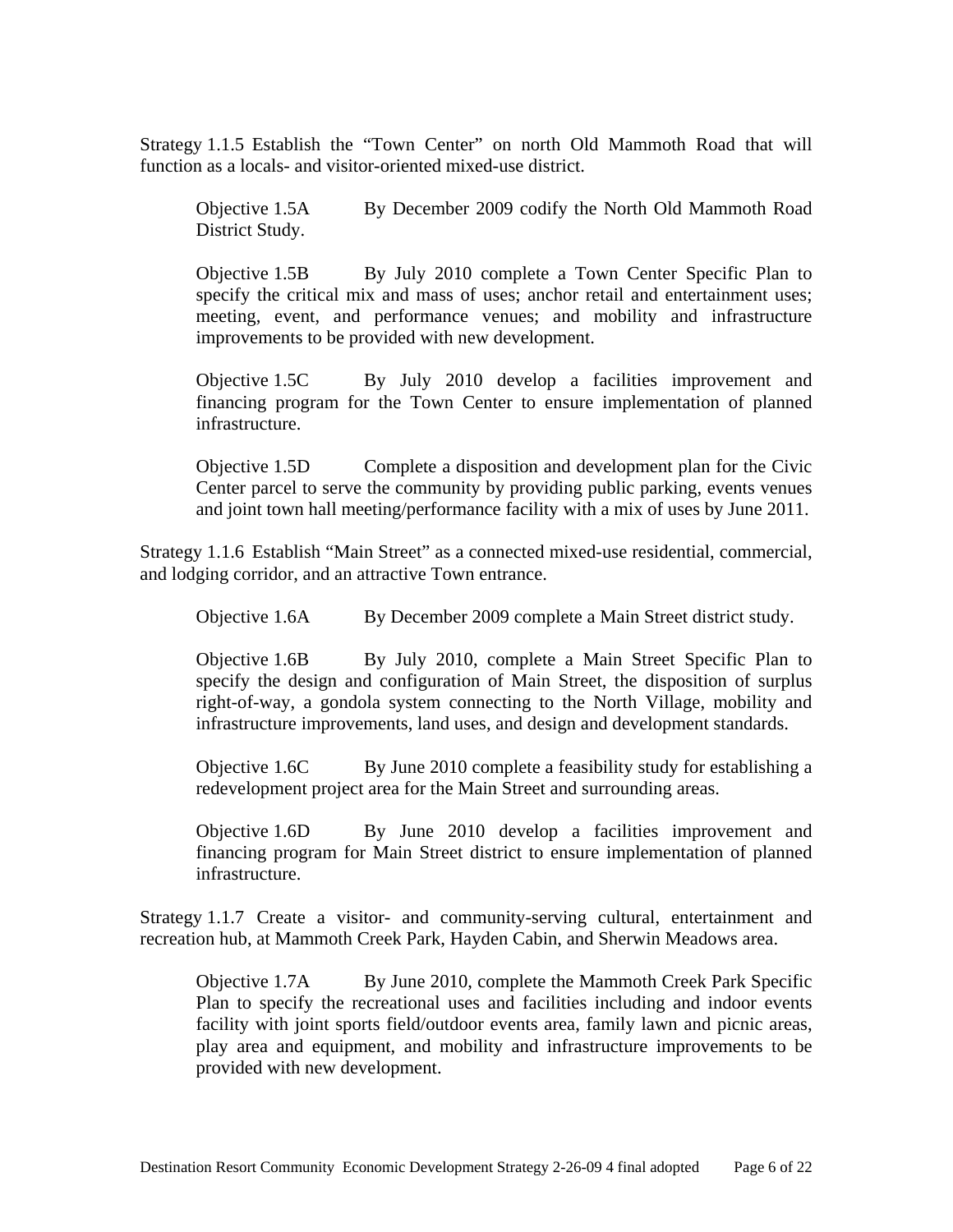Strategy 1.1.5 Establish the "Town Center" on north Old Mammoth Road that will function as a locals- and visitor-oriented mixed-use district.

> Objective 1.5A By December 2009 codify the North Old Mammoth Road District Study.
>
> Objective 1.5B By July 2010 complete a Town Center Specific Plan to specify the critical mix and mass of uses; anchor retail and entertainment uses; meeting, event, and performance venues; and mobility and infrastructure improvements to be provided with new development.
>
> Objective 1.5C By July 2010 develop a facilities improvement and financing program for the Town Center to ensure implementation of planned infrastructure.
>
> Objective 1.5D Complete a disposition and development plan for the Civic Center parcel to serve the community by providing public parking, events venues and joint town hall meeting/performance facility with a mix of uses by June 2011.

Strategy 1.1.6 Establish "Main Street" as a connected mixed-use residential, commercial, and lodging corridor, and an attractive Town entrance.

> Objective 1.6A By December 2009 complete a Main Street district study.
>
> Objective 1.6B By July 2010, complete a Main Street Specific Plan to specify the design and configuration of Main Street, the disposition of surplus right-of-way, a gondola system connecting to the North Village, mobility and infrastructure improvements, land uses, and design and development standards.
>
> Objective 1.6C By June 2010 complete a feasibility study for establishing a redevelopment project area for the Main Street and surrounding areas.
>
> Objective 1.6D By June 2010 develop a facilities improvement and financing program for Main Street district to ensure implementation of planned infrastructure.

Strategy 1.1.7 Create a visitor- and community-serving cultural, entertainment and recreation hub, at Mammoth Creek Park, Hayden Cabin, and Sherwin Meadows area.

> Objective 1.7A By June 2010, complete the Mammoth Creek Park Specific Plan to specify the recreational uses and facilities including and indoor events facility with joint sports field/outdoor events area, family lawn and picnic areas, play area and equipment, and mobility and infrastructure improvements to be provided with new development.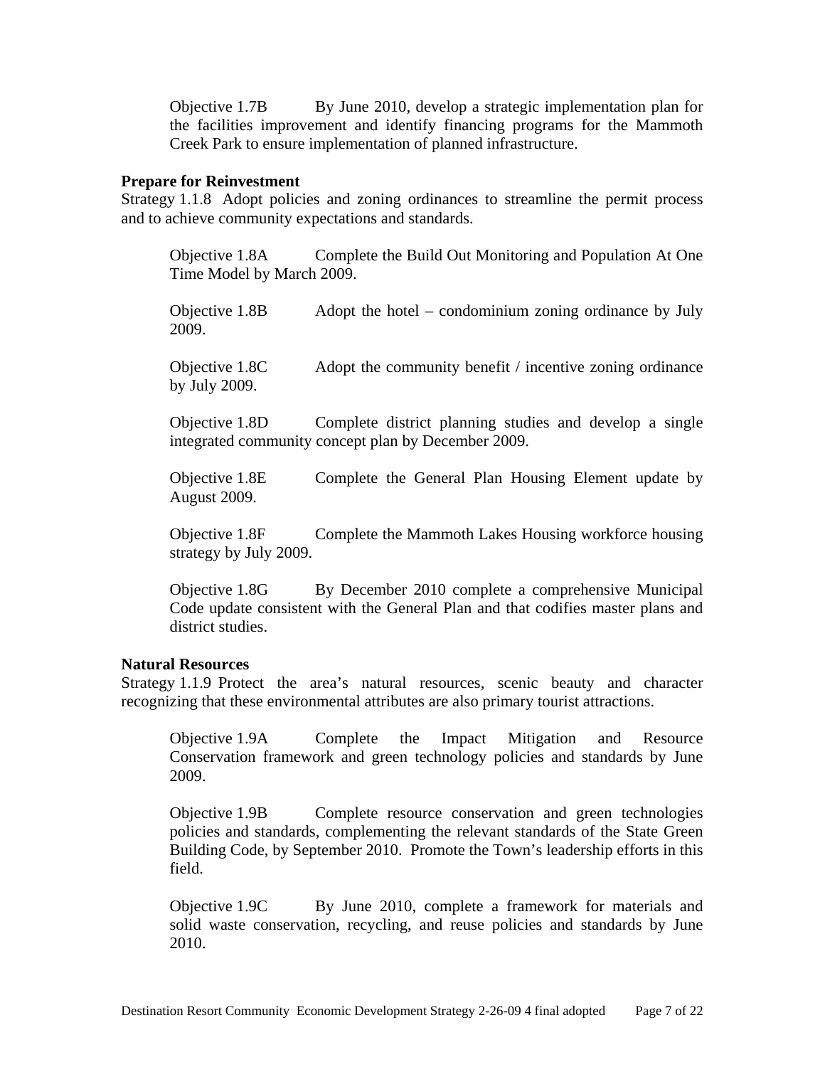Objective 1.7B By June 2010, develop a strategic implementation plan for the facilities improvement and identify financing programs for the Mammoth Creek Park to ensure implementation of planned infrastructure.

**Prepare for Reinvestment**

Strategy 1.1.8 Adopt policies and zoning ordinances to streamline the permit process and to achieve community expectations and standards.

Objective 1.8A Complete the Build Out Monitoring and Population At One Time Model by March 2009.

Objective 1.8B Adopt the hotel – condominium zoning ordinance by July 2009.

Objective 1.8C Adopt the community benefit / incentive zoning ordinance by July 2009.

Objective 1.8D Complete district planning studies and develop a single integrated community concept plan by December 2009.

Objective 1.8E Complete the General Plan Housing Element update by August 2009.

Objective 1.8F Complete the Mammoth Lakes Housing workforce housing strategy by July 2009.

Objective 1.8G By December 2010 complete a comprehensive Municipal Code update consistent with the General Plan and that codifies master plans and district studies.

**Natural Resources**

Strategy 1.1.9 Protect the area's natural resources, scenic beauty and character recognizing that these environmental attributes are also primary tourist attractions.

Objective 1.9A Complete the Impact Mitigation and Resource Conservation framework and green technology policies and standards by June 2009.

Objective 1.9B Complete resource conservation and green technologies policies and standards, complementing the relevant standards of the State Green Building Code, by September 2010. Promote the Town's leadership efforts in this field.

Objective 1.9C By June 2010, complete a framework for materials and solid waste conservation, recycling, and reuse policies and standards by June 2010.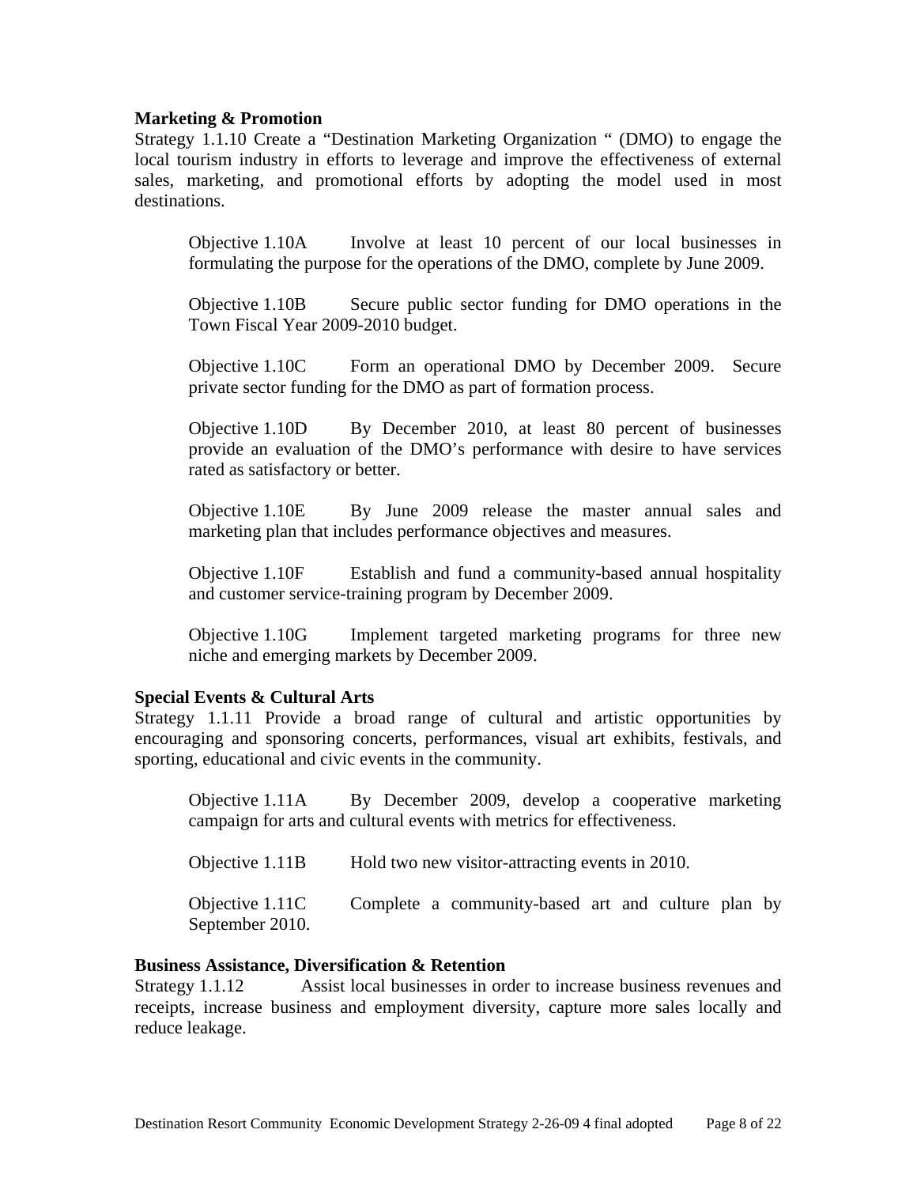**Marketing & Promotion**

Strategy 1.1.10 Create a "Destination Marketing Organization " (DMO) to engage the local tourism industry in efforts to leverage and improve the effectiveness of external sales, marketing, and promotional efforts by adopting the model used in most destinations.

Objective 1.10A Involve at least 10 percent of our local businesses in formulating the purpose for the operations of the DMO, complete by June 2009.

Objective 1.10B Secure public sector funding for DMO operations in the Town Fiscal Year 2009-2010 budget.

Objective 1.10C Form an operational DMO by December 2009. Secure private sector funding for the DMO as part of formation process.

Objective 1.10D By December 2010, at least 80 percent of businesses provide an evaluation of the DMO's performance with desire to have services rated as satisfactory or better.

Objective 1.10E By June 2009 release the master annual sales and marketing plan that includes performance objectives and measures.

Objective 1.10F Establish and fund a community-based annual hospitality and customer service-training program by December 2009.

Objective 1.10G Implement targeted marketing programs for three new niche and emerging markets by December 2009.

**Special Events & Cultural Arts**

Strategy 1.1.11 Provide a broad range of cultural and artistic opportunities by encouraging and sponsoring concerts, performances, visual art exhibits, festivals, and sporting, educational and civic events in the community.

Objective 1.11A By December 2009, develop a cooperative marketing campaign for arts and cultural events with metrics for effectiveness.

Objective 1.11B Hold two new visitor-attracting events in 2010.

Objective 1.11C Complete a community-based art and culture plan by September 2010.

**Business Assistance, Diversification & Retention**

Strategy 1.1.12 Assist local businesses in order to increase business revenues and receipts, increase business and employment diversity, capture more sales locally and reduce leakage.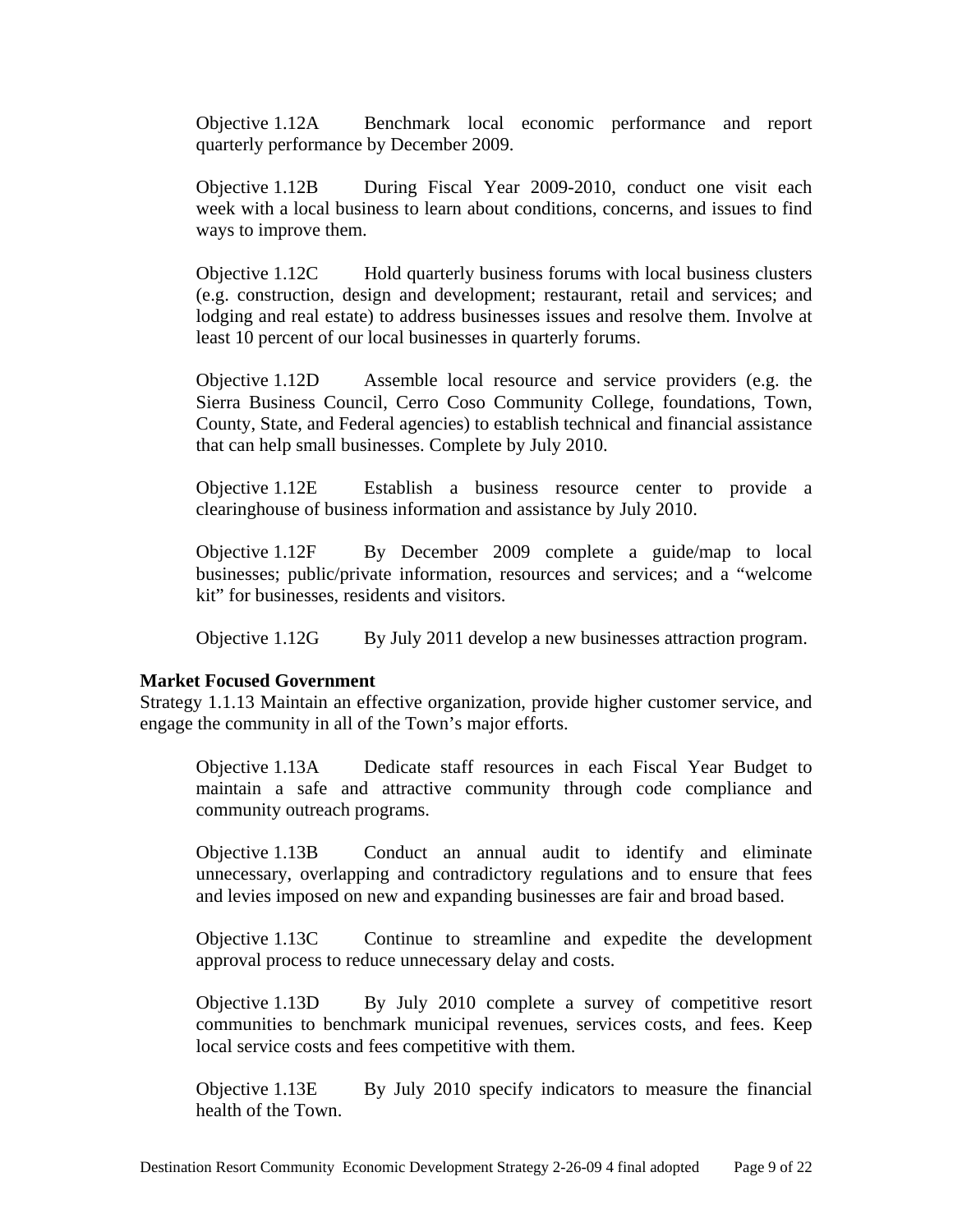Objective 1.12A Benchmark local economic performance and report quarterly performance by December 2009.

Objective 1.12B During Fiscal Year 2009-2010, conduct one visit each week with a local business to learn about conditions, concerns, and issues to find ways to improve them.

Objective 1.12C Hold quarterly business forums with local business clusters (e.g. construction, design and development; restaurant, retail and services; and lodging and real estate) to address businesses issues and resolve them. Involve at least 10 percent of our local businesses in quarterly forums.

Objective 1.12D Assemble local resource and service providers (e.g. the Sierra Business Council, Cerro Coso Community College, foundations, Town, County, State, and Federal agencies) to establish technical and financial assistance that can help small businesses. Complete by July 2010.

Objective 1.12E Establish a business resource center to provide a clearinghouse of business information and assistance by July 2010.

Objective 1.12F By December 2009 complete a guide/map to local businesses; public/private information, resources and services; and a "welcome kit" for businesses, residents and visitors.

Objective 1.12G By July 2011 develop a new businesses attraction program.

**Market Focused Government**

Strategy 1.1.13 Maintain an effective organization, provide higher customer service, and engage the community in all of the Town's major efforts.

Objective 1.13A Dedicate staff resources in each Fiscal Year Budget to maintain a safe and attractive community through code compliance and community outreach programs.

Objective 1.13B Conduct an annual audit to identify and eliminate unnecessary, overlapping and contradictory regulations and to ensure that fees and levies imposed on new and expanding businesses are fair and broad based.

Objective 1.13C Continue to streamline and expedite the development approval process to reduce unnecessary delay and costs.

Objective 1.13D By July 2010 complete a survey of competitive resort communities to benchmark municipal revenues, services costs, and fees. Keep local service costs and fees competitive with them.

Objective 1.13E By July 2010 specify indicators to measure the financial health of the Town.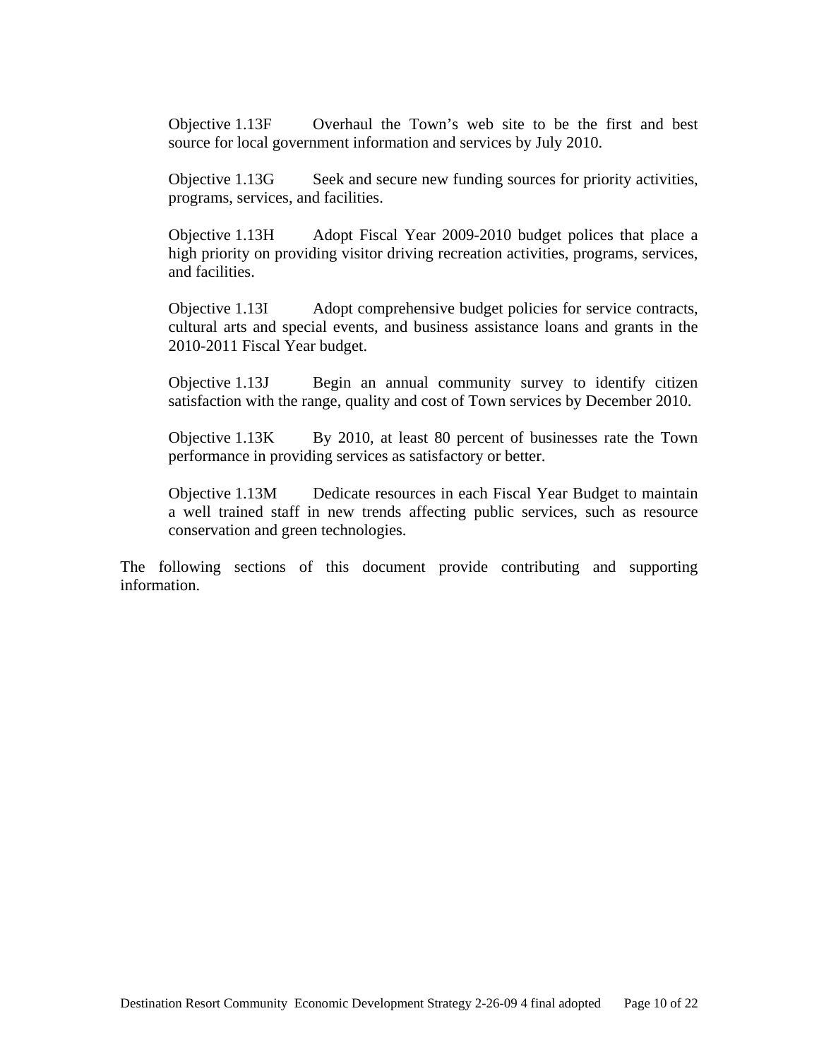Objective 1.13F Overhaul the Town's web site to be the first and best source for local government information and services by July 2010.

Objective 1.13G Seek and secure new funding sources for priority activities, programs, services, and facilities.

Objective 1.13H Adopt Fiscal Year 2009-2010 budget polices that place a high priority on providing visitor driving recreation activities, programs, services, and facilities.

Objective 1.13I Adopt comprehensive budget policies for service contracts, cultural arts and special events, and business assistance loans and grants in the 2010-2011 Fiscal Year budget.

Objective 1.13J Begin an annual community survey to identify citizen satisfaction with the range, quality and cost of Town services by December 2010.

Objective 1.13K By 2010, at least 80 percent of businesses rate the Town performance in providing services as satisfactory or better.

Objective 1.13M Dedicate resources in each Fiscal Year Budget to maintain a well trained staff in new trends affecting public services, such as resource conservation and green technologies.

The following sections of this document provide contributing and supporting information.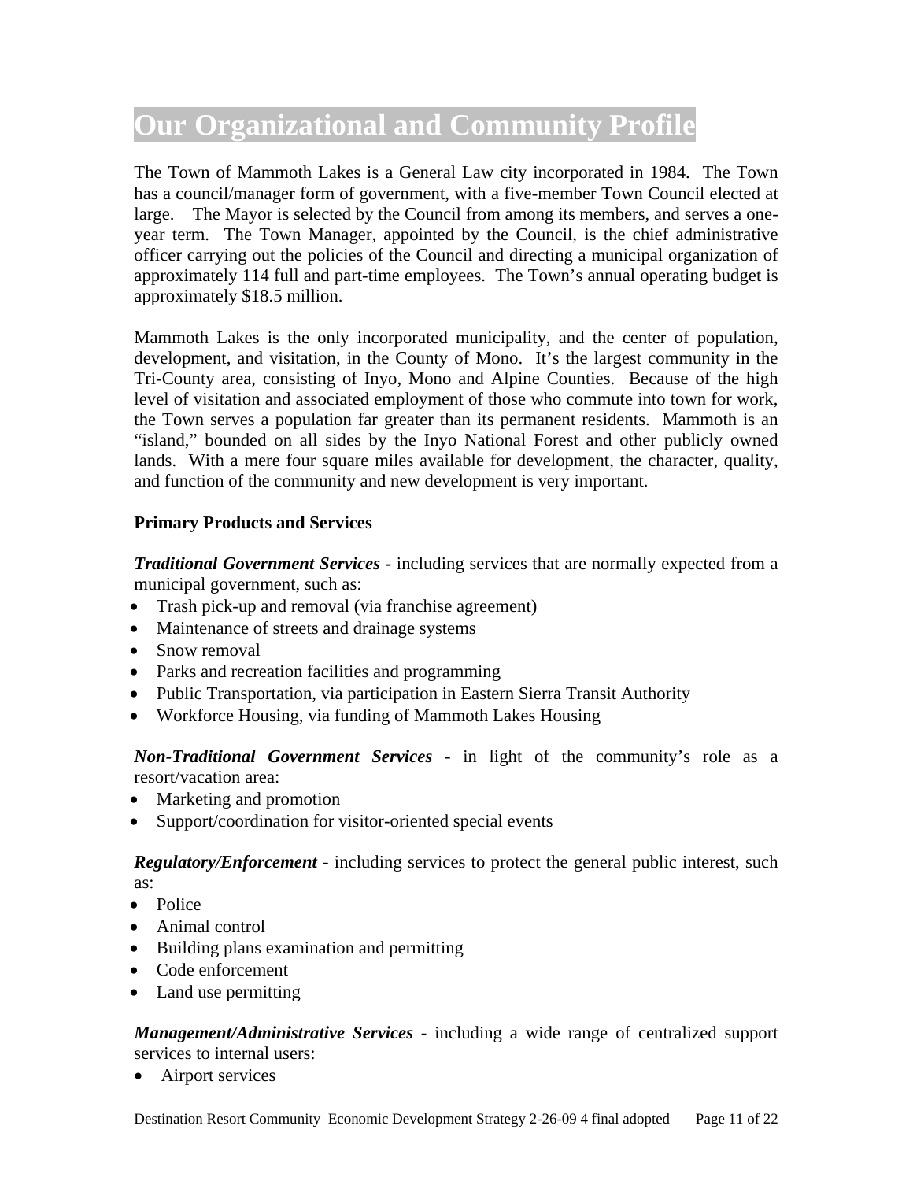# Our Organizational and Community Profile

The Town of Mammoth Lakes is a General Law city incorporated in 1984. The Town has a council/manager form of government, with a five-member Town Council elected at large. The Mayor is selected by the Council from among its members, and serves a one-year term. The Town Manager, appointed by the Council, is the chief administrative officer carrying out the policies of the Council and directing a municipal organization of approximately 114 full and part-time employees. The Town's annual operating budget is approximately $18.5 million.

Mammoth Lakes is the only incorporated municipality, and the center of population, development, and visitation, in the County of Mono. It's the largest community in the Tri-County area, consisting of Inyo, Mono and Alpine Counties. Because of the high level of visitation and associated employment of those who commute into town for work, the Town serves a population far greater than its permanent residents. Mammoth is an "island," bounded on all sides by the Inyo National Forest and other publicly owned lands. With a mere four square miles available for development, the character, quality, and function of the community and new development is very important.

**Primary Products and Services**

***Traditional Government Services -*** including services that are normally expected from a municipal government, such as:

- Trash pick-up and removal (via franchise agreement)
- Maintenance of streets and drainage systems
- Snow removal
- Parks and recreation facilities and programming
- Public Transportation, via participation in Eastern Sierra Transit Authority
- Workforce Housing, via funding of Mammoth Lakes Housing

***Non-Traditional Government Services*** - in light of the community's role as a resort/vacation area:

- Marketing and promotion
- Support/coordination for visitor-oriented special events

***Regulatory/Enforcement*** - including services to protect the general public interest, such as:

- Police
- Animal control
- Building plans examination and permitting
- Code enforcement
- Land use permitting

***Management/Administrative Services*** - including a wide range of centralized support services to internal users:

- Airport services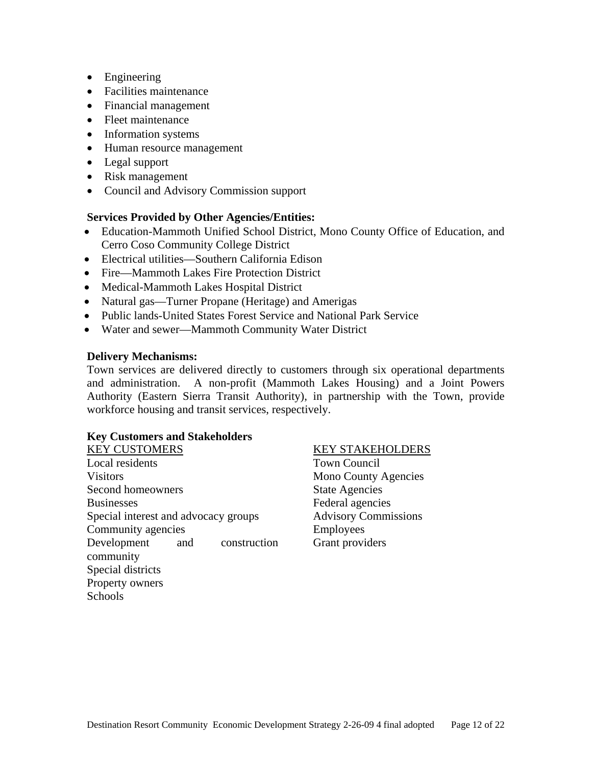- Engineering
- Facilities maintenance
- Financial management
- Fleet maintenance
- Information systems
- Human resource management
- Legal support
- Risk management
- Council and Advisory Commission support

**Services Provided by Other Agencies/Entities:**

- Education-Mammoth Unified School District, Mono County Office of Education, and Cerro Coso Community College District
- Electrical utilities—Southern California Edison
- Fire—Mammoth Lakes Fire Protection District
- Medical-Mammoth Lakes Hospital District
- Natural gas—Turner Propane (Heritage) and Amerigas
- Public lands-United States Forest Service and National Park Service
- Water and sewer—Mammoth Community Water District

**Delivery Mechanisms:**

Town services are delivered directly to customers through six operational departments and administration. A non-profit (Mammoth Lakes Housing) and a Joint Powers Authority (Eastern Sierra Transit Authority), in partnership with the Town, provide workforce housing and transit services, respectively.

**Key Customers and Stakeholders**

| KEY CUSTOMERS | KEY STAKEHOLDERS |
|---|---|
| Local residents | Town Council |
| Visitors | Mono County Agencies |
| Second homeowners | State Agencies |
| Businesses | Federal agencies |
| Special interest and advocacy groups | Advisory Commissions |
| Community agencies | Employees |
| Development and construction community | Grant providers |
| Special districts | |
| Property owners | |
| Schools | |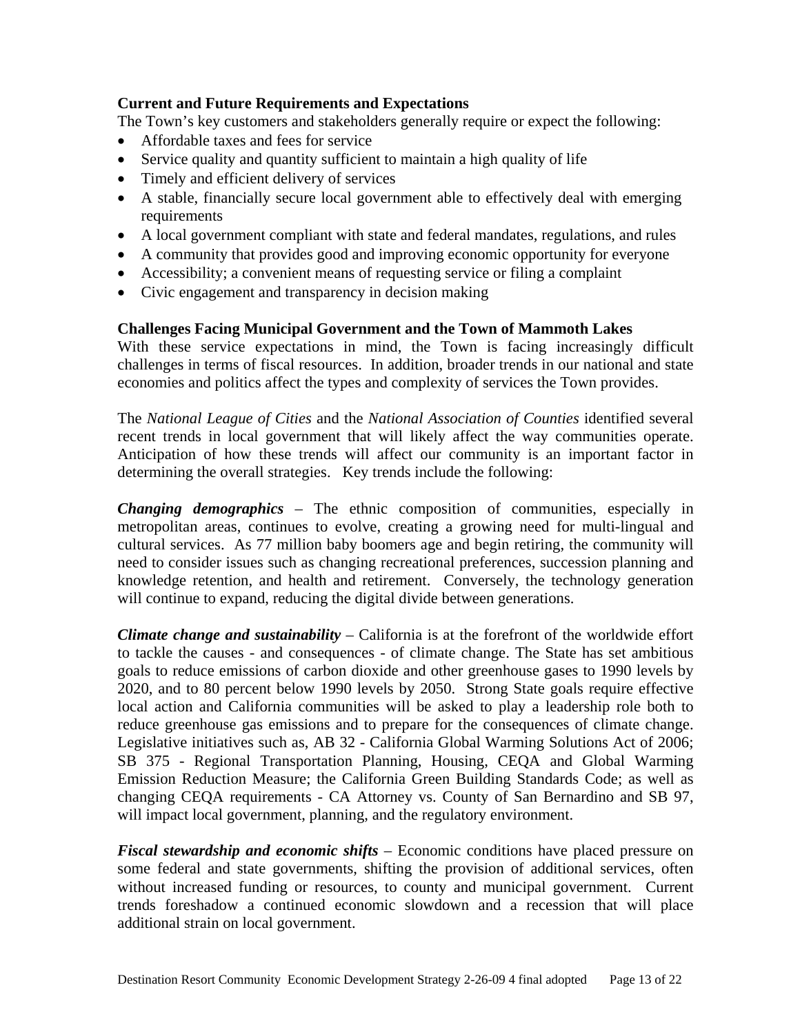**Current and Future Requirements and Expectations**

The Town's key customers and stakeholders generally require or expect the following:

- Affordable taxes and fees for service
- Service quality and quantity sufficient to maintain a high quality of life
- Timely and efficient delivery of services
- A stable, financially secure local government able to effectively deal with emerging requirements
- A local government compliant with state and federal mandates, regulations, and rules
- A community that provides good and improving economic opportunity for everyone
- Accessibility; a convenient means of requesting service or filing a complaint
- Civic engagement and transparency in decision making

**Challenges Facing Municipal Government and the Town of Mammoth Lakes**

With these service expectations in mind, the Town is facing increasingly difficult challenges in terms of fiscal resources. In addition, broader trends in our national and state economies and politics affect the types and complexity of services the Town provides.

The *National League of Cities* and the *National Association of Counties* identified several recent trends in local government that will likely affect the way communities operate. Anticipation of how these trends will affect our community is an important factor in determining the overall strategies. Key trends include the following:

***Changing demographics*** – The ethnic composition of communities, especially in metropolitan areas, continues to evolve, creating a growing need for multi-lingual and cultural services. As 77 million baby boomers age and begin retiring, the community will need to consider issues such as changing recreational preferences, succession planning and knowledge retention, and health and retirement. Conversely, the technology generation will continue to expand, reducing the digital divide between generations.

***Climate change and sustainability*** – California is at the forefront of the worldwide effort to tackle the causes - and consequences - of climate change. The State has set ambitious goals to reduce emissions of carbon dioxide and other greenhouse gases to 1990 levels by 2020, and to 80 percent below 1990 levels by 2050. Strong State goals require effective local action and California communities will be asked to play a leadership role both to reduce greenhouse gas emissions and to prepare for the consequences of climate change. Legislative initiatives such as, AB 32 - California Global Warming Solutions Act of 2006; SB 375 - Regional Transportation Planning, Housing, CEQA and Global Warming Emission Reduction Measure; the California Green Building Standards Code; as well as changing CEQA requirements - CA Attorney vs. County of San Bernardino and SB 97, will impact local government, planning, and the regulatory environment.

***Fiscal stewardship and economic shifts*** – Economic conditions have placed pressure on some federal and state governments, shifting the provision of additional services, often without increased funding or resources, to county and municipal government. Current trends foreshadow a continued economic slowdown and a recession that will place additional strain on local government.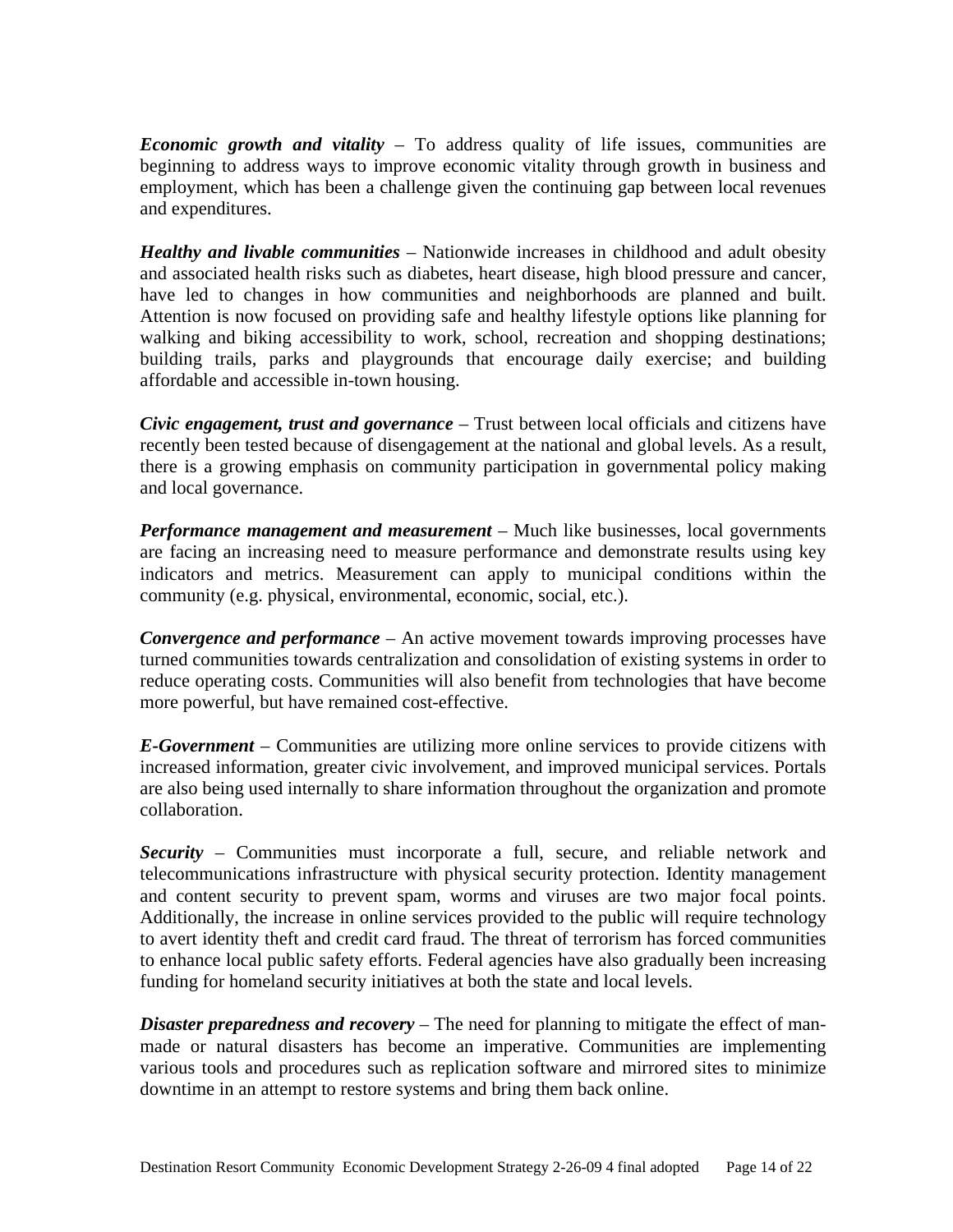***Economic growth and vitality*** – To address quality of life issues, communities are beginning to address ways to improve economic vitality through growth in business and employment, which has been a challenge given the continuing gap between local revenues and expenditures.

***Healthy and livable communities*** – Nationwide increases in childhood and adult obesity and associated health risks such as diabetes, heart disease, high blood pressure and cancer, have led to changes in how communities and neighborhoods are planned and built. Attention is now focused on providing safe and healthy lifestyle options like planning for walking and biking accessibility to work, school, recreation and shopping destinations; building trails, parks and playgrounds that encourage daily exercise; and building affordable and accessible in-town housing.

***Civic engagement, trust and governance*** – Trust between local officials and citizens have recently been tested because of disengagement at the national and global levels. As a result, there is a growing emphasis on community participation in governmental policy making and local governance.

***Performance management and measurement*** – Much like businesses, local governments are facing an increasing need to measure performance and demonstrate results using key indicators and metrics. Measurement can apply to municipal conditions within the community (e.g. physical, environmental, economic, social, etc.).

***Convergence and performance*** – An active movement towards improving processes have turned communities towards centralization and consolidation of existing systems in order to reduce operating costs. Communities will also benefit from technologies that have become more powerful, but have remained cost-effective.

***E-Government*** – Communities are utilizing more online services to provide citizens with increased information, greater civic involvement, and improved municipal services. Portals are also being used internally to share information throughout the organization and promote collaboration.

***Security*** – Communities must incorporate a full, secure, and reliable network and telecommunications infrastructure with physical security protection. Identity management and content security to prevent spam, worms and viruses are two major focal points. Additionally, the increase in online services provided to the public will require technology to avert identity theft and credit card fraud. The threat of terrorism has forced communities to enhance local public safety efforts. Federal agencies have also gradually been increasing funding for homeland security initiatives at both the state and local levels.

***Disaster preparedness and recovery*** – The need for planning to mitigate the effect of man-made or natural disasters has become an imperative. Communities are implementing various tools and procedures such as replication software and mirrored sites to minimize downtime in an attempt to restore systems and bring them back online.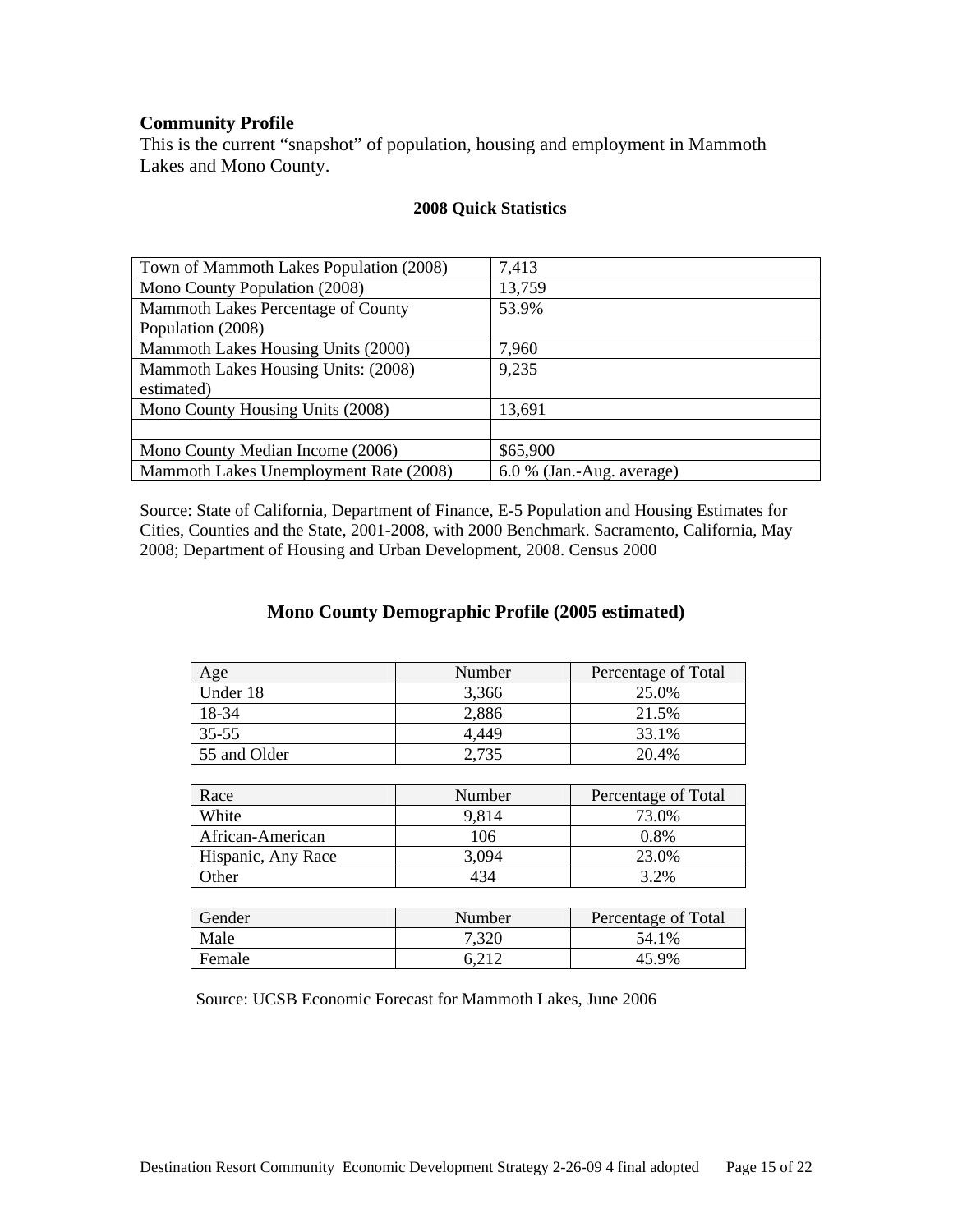## Community Profile

This is the current "snapshot" of population, housing and employment in Mammoth Lakes and Mono County.

**2008 Quick Statistics**

| | |
|---|---|
| Town of Mammoth Lakes Population (2008) | 7,413 |
| Mono County Population (2008) | 13,759 |
| Mammoth Lakes Percentage of County Population (2008) | 53.9% |
| Mammoth Lakes Housing Units (2000) | 7,960 |
| Mammoth Lakes Housing Units: (2008) estimated) | 9,235 |
| Mono County Housing Units (2008) | 13,691 |
| | |
| Mono County Median Income (2006) | $65,900 |
| Mammoth Lakes Unemployment Rate (2008) | 6.0 % (Jan.-Aug. average) |

Source: State of California, Department of Finance, E-5 Population and Housing Estimates for Cities, Counties and the State, 2001-2008, with 2000 Benchmark. Sacramento, California, May 2008; Department of Housing and Urban Development, 2008. Census 2000

**Mono County Demographic Profile (2005 estimated)**

| Age | Number | Percentage of Total |
|---|---|---|
| Under 18 | 3,366 | 25.0% |
| 18-34 | 2,886 | 21.5% |
| 35-55 | 4,449 | 33.1% |
| 55 and Older | 2,735 | 20.4% |

| Race | Number | Percentage of Total |
|---|---|---|
| White | 9,814 | 73.0% |
| African-American | 106 | 0.8% |
| Hispanic, Any Race | 3,094 | 23.0% |
| Other | 434 | 3.2% |

| Gender | Number | Percentage of Total |
|---|---|---|
| Male | 7,320 | 54.1% |
| Female | 6,212 | 45.9% |

Source: UCSB Economic Forecast for Mammoth Lakes, June 2006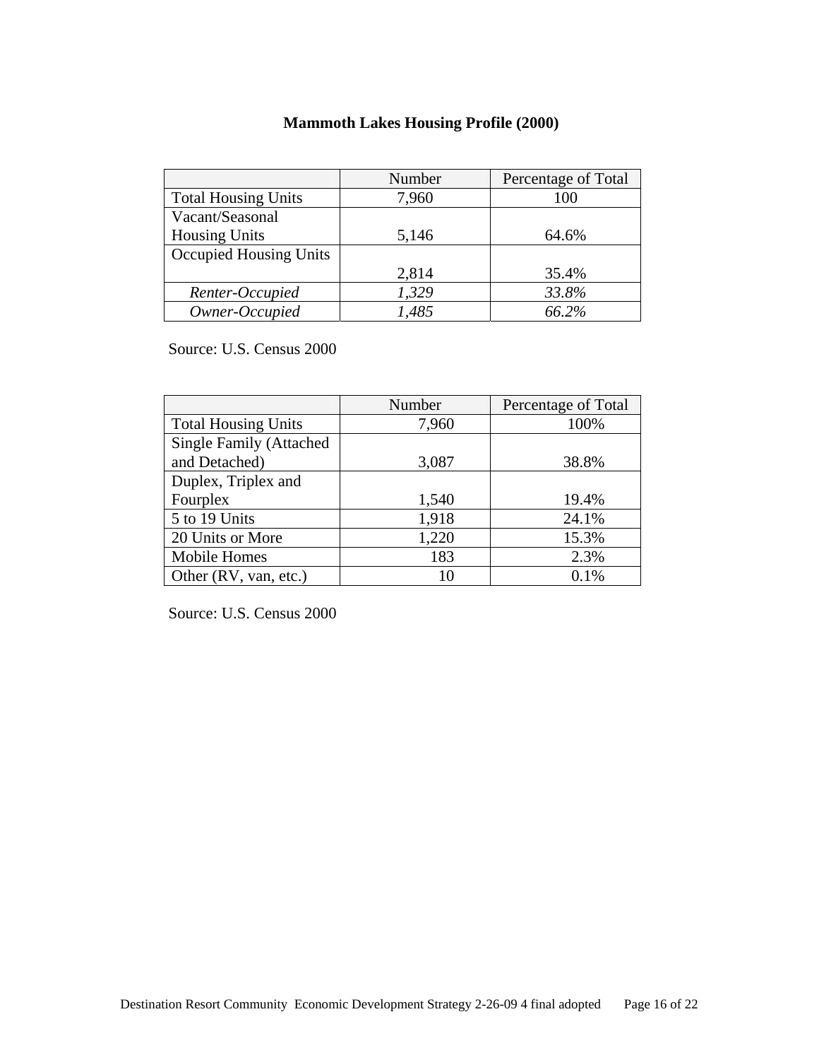**Mammoth Lakes Housing Profile (2000)**

| | Number | Percentage of Total |
|---|---|---|
| Total Housing Units | 7,960 | 100 |
| Vacant/Seasonal Housing Units | 5,146 | 64.6% |
| Occupied Housing Units | 2,814 | 35.4% |
| *Renter-Occupied* | *1,329* | *33.8%* |
| *Owner-Occupied* | *1,485* | *66.2%* |

Source: U.S. Census 2000

| | Number | Percentage of Total |
|---|---|---|
| Total Housing Units | 7,960 | 100% |
| Single Family (Attached and Detached) | 3,087 | 38.8% |
| Duplex, Triplex and Fourplex | 1,540 | 19.4% |
| 5 to 19 Units | 1,918 | 24.1% |
| 20 Units or More | 1,220 | 15.3% |
| Mobile Homes | 183 | 2.3% |
| Other (RV, van, etc.) | 10 | 0.1% |

Source: U.S. Census 2000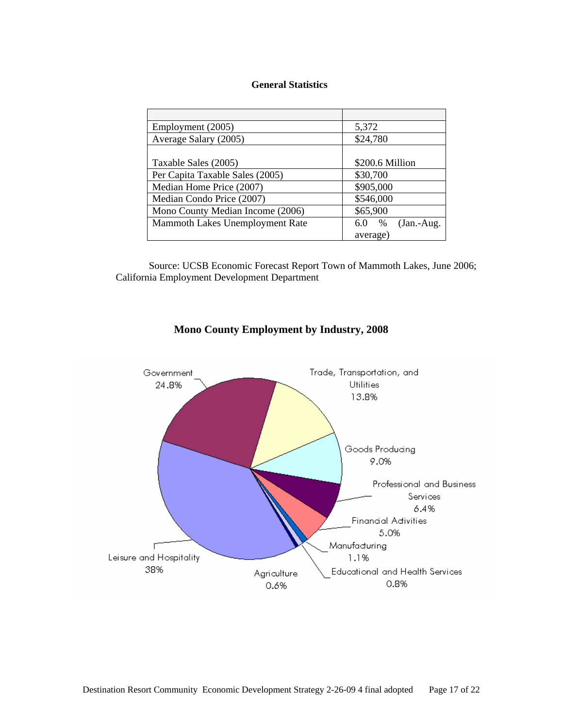**General Statistics**

| | |
|---|---|
| Employment (2005) | 5,372 |
| Average Salary (2005) | $24,780 |
| Taxable Sales (2005) | $200.6 Million |
| Per Capita Taxable Sales (2005) | $30,700 |
| Median Home Price (2007) | $905,000 |
| Median Condo Price (2007) | $546,000 |
| Mono County Median Income (2006) | $65,900 |
| Mammoth Lakes Unemployment Rate | 6.0 % (Jan.-Aug. average) |

Source: UCSB Economic Forecast Report Town of Mammoth Lakes, June 2006; California Employment Development Department

**Mono County Employment by Industry, 2008**

Government 24.8%

Trade, Transportation, and Utilities 13.8%

Goods Producing 9.0%

Professional and Business Services 6.4%

Financial Activities 5.0%

Manufacturing 1.1%

Educational and Health Services 0.8%

Agriculture 0.6%

Leisure and Hospitality 38%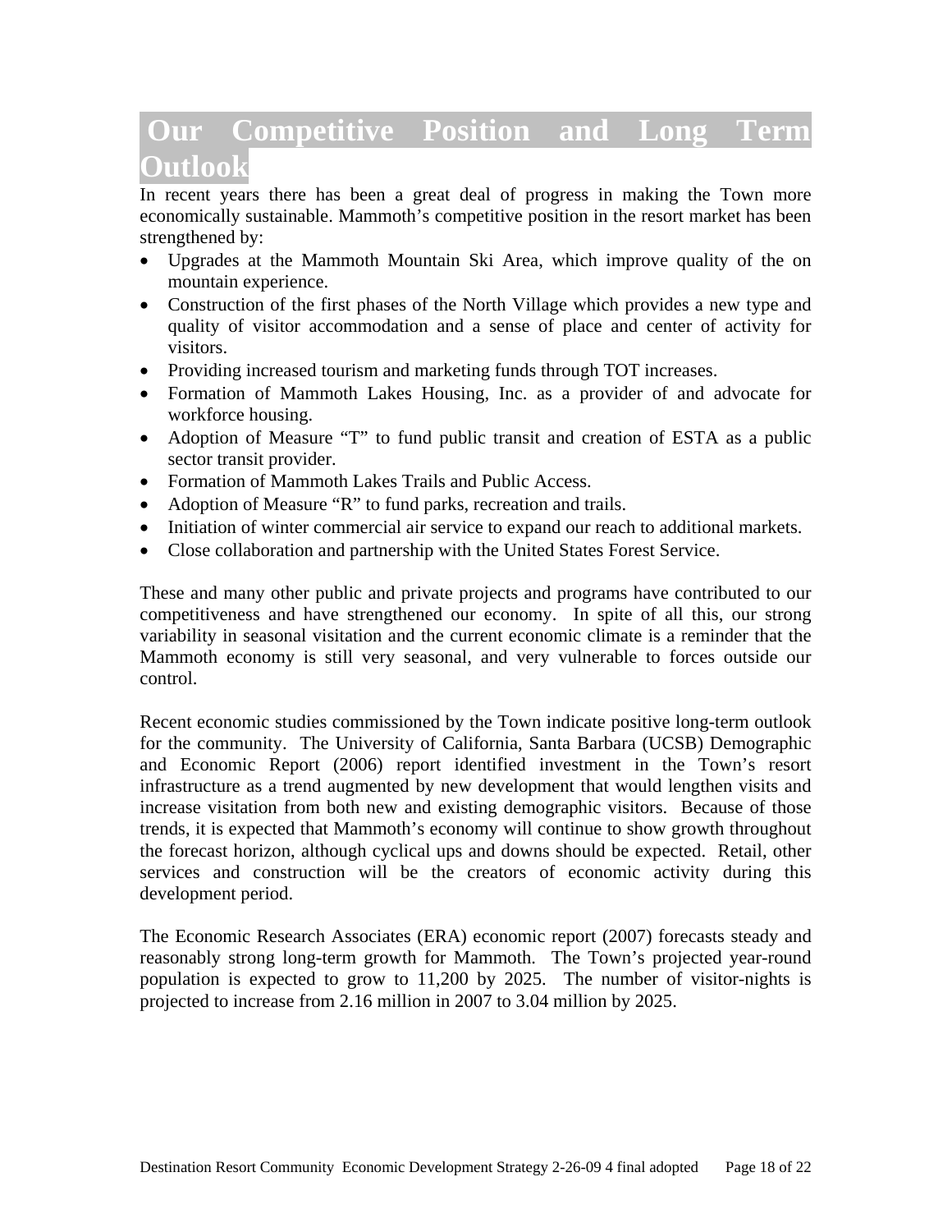# Our Competitive Position and Long Term Outlook

In recent years there has been a great deal of progress in making the Town more economically sustainable. Mammoth's competitive position in the resort market has been strengthened by:

- Upgrades at the Mammoth Mountain Ski Area, which improve quality of the on mountain experience.
- Construction of the first phases of the North Village which provides a new type and quality of visitor accommodation and a sense of place and center of activity for visitors.
- Providing increased tourism and marketing funds through TOT increases.
- Formation of Mammoth Lakes Housing, Inc. as a provider of and advocate for workforce housing.
- Adoption of Measure "T" to fund public transit and creation of ESTA as a public sector transit provider.
- Formation of Mammoth Lakes Trails and Public Access.
- Adoption of Measure "R" to fund parks, recreation and trails.
- Initiation of winter commercial air service to expand our reach to additional markets.
- Close collaboration and partnership with the United States Forest Service.

These and many other public and private projects and programs have contributed to our competitiveness and have strengthened our economy. In spite of all this, our strong variability in seasonal visitation and the current economic climate is a reminder that the Mammoth economy is still very seasonal, and very vulnerable to forces outside our control.

Recent economic studies commissioned by the Town indicate positive long-term outlook for the community. The University of California, Santa Barbara (UCSB) Demographic and Economic Report (2006) report identified investment in the Town's resort infrastructure as a trend augmented by new development that would lengthen visits and increase visitation from both new and existing demographic visitors. Because of those trends, it is expected that Mammoth's economy will continue to show growth throughout the forecast horizon, although cyclical ups and downs should be expected. Retail, other services and construction will be the creators of economic activity during this development period.

The Economic Research Associates (ERA) economic report (2007) forecasts steady and reasonably strong long-term growth for Mammoth. The Town's projected year-round population is expected to grow to 11,200 by 2025. The number of visitor-nights is projected to increase from 2.16 million in 2007 to 3.04 million by 2025.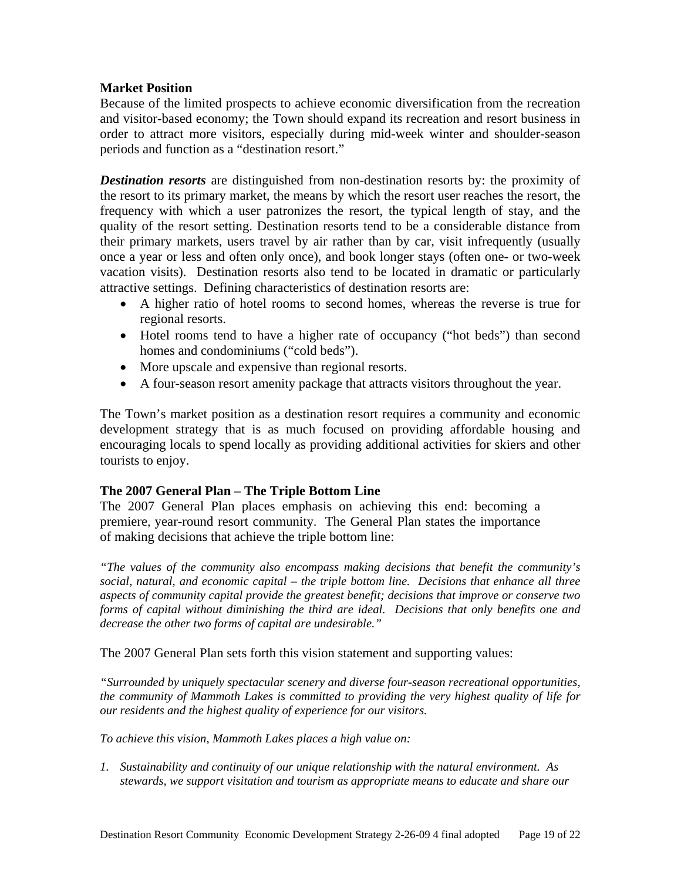**Market Position**

Because of the limited prospects to achieve economic diversification from the recreation and visitor-based economy; the Town should expand its recreation and resort business in order to attract more visitors, especially during mid-week winter and shoulder-season periods and function as a "destination resort."

***Destination resorts*** are distinguished from non-destination resorts by: the proximity of the resort to its primary market, the means by which the resort user reaches the resort, the frequency with which a user patronizes the resort, the typical length of stay, and the quality of the resort setting. Destination resorts tend to be a considerable distance from their primary markets, users travel by air rather than by car, visit infrequently (usually once a year or less and often only once), and book longer stays (often one- or two-week vacation visits). Destination resorts also tend to be located in dramatic or particularly attractive settings. Defining characteristics of destination resorts are:

- A higher ratio of hotel rooms to second homes, whereas the reverse is true for regional resorts.
- Hotel rooms tend to have a higher rate of occupancy ("hot beds") than second homes and condominiums ("cold beds").
- More upscale and expensive than regional resorts.
- A four-season resort amenity package that attracts visitors throughout the year.

The Town's market position as a destination resort requires a community and economic development strategy that is as much focused on providing affordable housing and encouraging locals to spend locally as providing additional activities for skiers and other tourists to enjoy.

**The 2007 General Plan – The Triple Bottom Line**

The 2007 General Plan places emphasis on achieving this end: becoming a premiere, year-round resort community. The General Plan states the importance of making decisions that achieve the triple bottom line:

*"The values of the community also encompass making decisions that benefit the community's social, natural, and economic capital – the triple bottom line. Decisions that enhance all three aspects of community capital provide the greatest benefit; decisions that improve or conserve two forms of capital without diminishing the third are ideal. Decisions that only benefits one and decrease the other two forms of capital are undesirable."*

The 2007 General Plan sets forth this vision statement and supporting values:

*"Surrounded by uniquely spectacular scenery and diverse four-season recreational opportunities, the community of Mammoth Lakes is committed to providing the very highest quality of life for our residents and the highest quality of experience for our visitors.*

*To achieve this vision, Mammoth Lakes places a high value on:*

1. *Sustainability and continuity of our unique relationship with the natural environment. As stewards, we support visitation and tourism as appropriate means to educate and share our*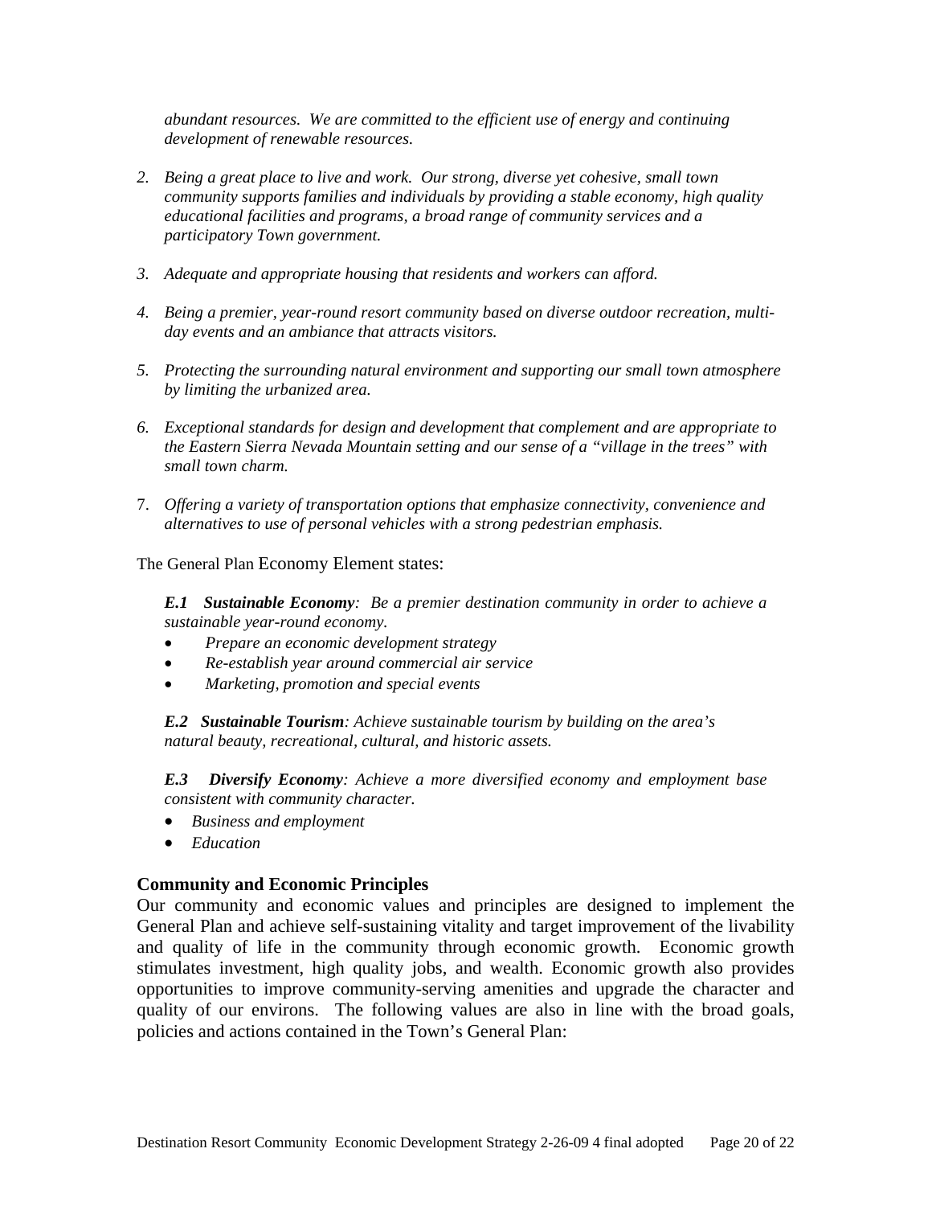*abundant resources. We are committed to the efficient use of energy and continuing development of renewable resources.*

2. *Being a great place to live and work. Our strong, diverse yet cohesive, small town community supports families and individuals by providing a stable economy, high quality educational facilities and programs, a broad range of community services and a participatory Town government.*

3. *Adequate and appropriate housing that residents and workers can afford.*

4. *Being a premier, year-round resort community based on diverse outdoor recreation, multi-day events and an ambiance that attracts visitors.*

5. *Protecting the surrounding natural environment and supporting our small town atmosphere by limiting the urbanized area.*

6. *Exceptional standards for design and development that complement and are appropriate to the Eastern Sierra Nevada Mountain setting and our sense of a "village in the trees" with small town charm.*

7. *Offering a variety of transportation options that emphasize connectivity, convenience and alternatives to use of personal vehicles with a strong pedestrian emphasis.*

The General Plan Economy Element states:

> ***E.1 Sustainable Economy****: Be a premier destination community in order to achieve a sustainable year-round economy.*
>
> - *Prepare an economic development strategy*
> - *Re-establish year around commercial air service*
> - *Marketing, promotion and special events*
>
> ***E.2 Sustainable Tourism****: Achieve sustainable tourism by building on the area's natural beauty, recreational, cultural, and historic assets.*
>
> ***E.3 Diversify Economy****: Achieve a more diversified economy and employment base consistent with community character.*
>
> - *Business and employment*
> - *Education*

### Community and Economic Principles

Our community and economic values and principles are designed to implement the General Plan and achieve self-sustaining vitality and target improvement of the livability and quality of life in the community through economic growth. Economic growth stimulates investment, high quality jobs, and wealth. Economic growth also provides opportunities to improve community-serving amenities and upgrade the character and quality of our environs. The following values are also in line with the broad goals, policies and actions contained in the Town's General Plan: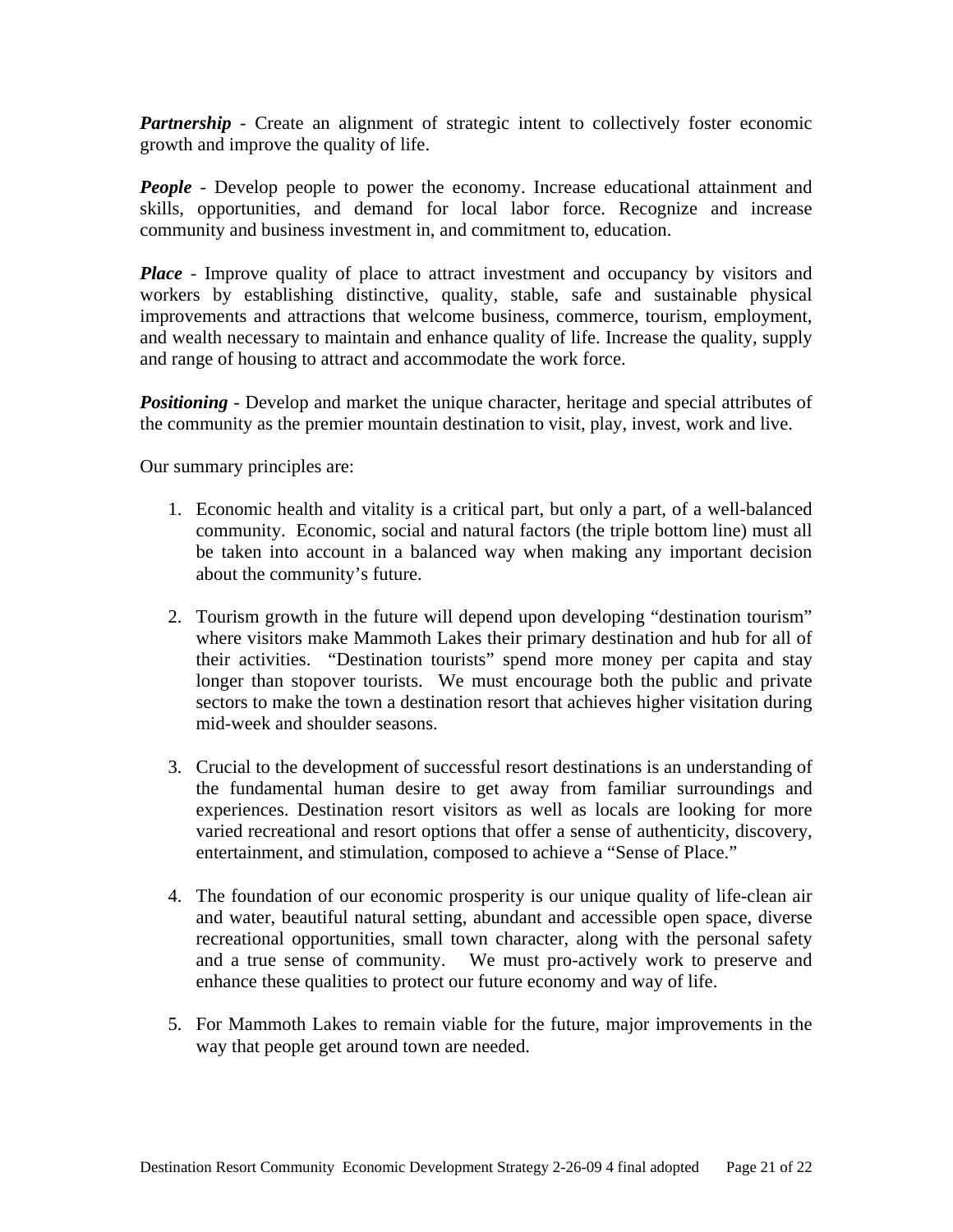***Partnership*** - Create an alignment of strategic intent to collectively foster economic growth and improve the quality of life.

***People*** - Develop people to power the economy. Increase educational attainment and skills, opportunities, and demand for local labor force. Recognize and increase community and business investment in, and commitment to, education.

***Place*** - Improve quality of place to attract investment and occupancy by visitors and workers by establishing distinctive, quality, stable, safe and sustainable physical improvements and attractions that welcome business, commerce, tourism, employment, and wealth necessary to maintain and enhance quality of life. Increase the quality, supply and range of housing to attract and accommodate the work force.

***Positioning*** - Develop and market the unique character, heritage and special attributes of the community as the premier mountain destination to visit, play, invest, work and live.

Our summary principles are:

1. Economic health and vitality is a critical part, but only a part, of a well-balanced community. Economic, social and natural factors (the triple bottom line) must all be taken into account in a balanced way when making any important decision about the community's future.

2. Tourism growth in the future will depend upon developing "destination tourism" where visitors make Mammoth Lakes their primary destination and hub for all of their activities. "Destination tourists" spend more money per capita and stay longer than stopover tourists. We must encourage both the public and private sectors to make the town a destination resort that achieves higher visitation during mid-week and shoulder seasons.

3. Crucial to the development of successful resort destinations is an understanding of the fundamental human desire to get away from familiar surroundings and experiences. Destination resort visitors as well as locals are looking for more varied recreational and resort options that offer a sense of authenticity, discovery, entertainment, and stimulation, composed to achieve a "Sense of Place."

4. The foundation of our economic prosperity is our unique quality of life-clean air and water, beautiful natural setting, abundant and accessible open space, diverse recreational opportunities, small town character, along with the personal safety and a true sense of community. We must pro-actively work to preserve and enhance these qualities to protect our future economy and way of life.

5. For Mammoth Lakes to remain viable for the future, major improvements in the way that people get around town are needed.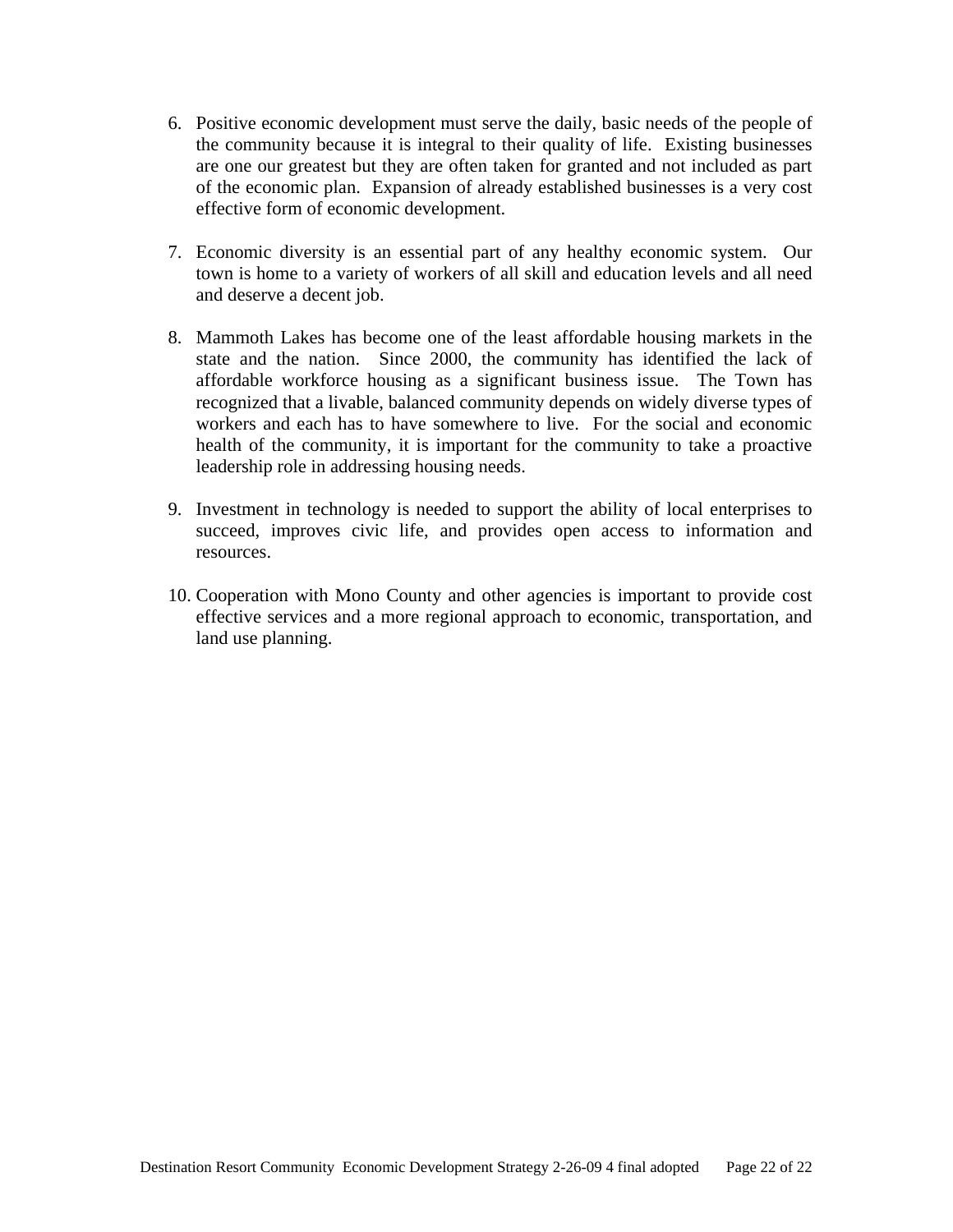6. Positive economic development must serve the daily, basic needs of the people of the community because it is integral to their quality of life. Existing businesses are one our greatest but they are often taken for granted and not included as part of the economic plan. Expansion of already established businesses is a very cost effective form of economic development.

7. Economic diversity is an essential part of any healthy economic system. Our town is home to a variety of workers of all skill and education levels and all need and deserve a decent job.

8. Mammoth Lakes has become one of the least affordable housing markets in the state and the nation. Since 2000, the community has identified the lack of affordable workforce housing as a significant business issue. The Town has recognized that a livable, balanced community depends on widely diverse types of workers and each has to have somewhere to live. For the social and economic health of the community, it is important for the community to take a proactive leadership role in addressing housing needs.

9. Investment in technology is needed to support the ability of local enterprises to succeed, improves civic life, and provides open access to information and resources.

10. Cooperation with Mono County and other agencies is important to provide cost effective services and a more regional approach to economic, transportation, and land use planning.